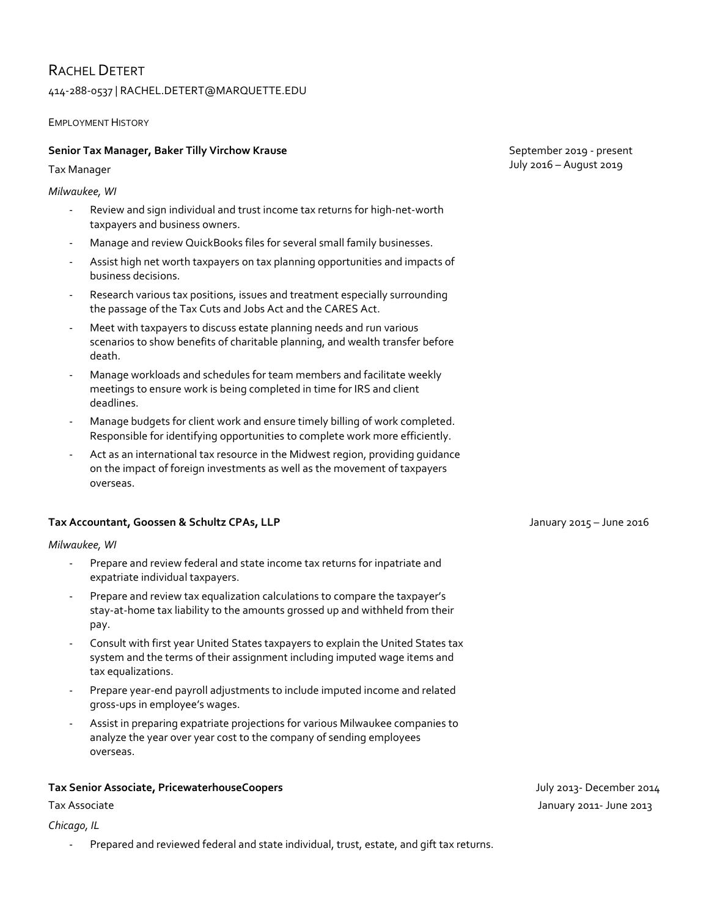# Rachel Detert

414-288-0537 | RACHEL.DETERT@MARQUETTE.EDU

## Employment History

**Senior Tax Manager, Baker Tilly Virchow Krause** — September 2019 - present

Tax Manager — July 2016 – August 2019

*Milwaukee, WI*

- Review and sign individual and trust income tax returns for high-net-worth taxpayers and business owners.
- Manage and review QuickBooks files for several small family businesses.
- Assist high net worth taxpayers on tax planning opportunities and impacts of business decisions.
- Research various tax positions, issues and treatment especially surrounding the passage of the Tax Cuts and Jobs Act and the CARES Act.
- Meet with taxpayers to discuss estate planning needs and run various scenarios to show benefits of charitable planning, and wealth transfer before death.
- Manage workloads and schedules for team members and facilitate weekly meetings to ensure work is being completed in time for IRS and client deadlines.
- Manage budgets for client work and ensure timely billing of work completed. Responsible for identifying opportunities to complete work more efficiently.
- Act as an international tax resource in the Midwest region, providing guidance on the impact of foreign investments as well as the movement of taxpayers overseas.

**Tax Accountant, Goossen & Schultz CPAs, LLP** — January 2015 – June 2016

*Milwaukee, WI*

- Prepare and review federal and state income tax returns for inpatriate and expatriate individual taxpayers.
- Prepare and review tax equalization calculations to compare the taxpayer's stay-at-home tax liability to the amounts grossed up and withheld from their pay.
- Consult with first year United States taxpayers to explain the United States tax system and the terms of their assignment including imputed wage items and tax equalizations.
- Prepare year-end payroll adjustments to include imputed income and related gross-ups in employee's wages.
- Assist in preparing expatriate projections for various Milwaukee companies to analyze the year over year cost to the company of sending employees overseas.

**Tax Senior Associate, PricewaterhouseCoopers** — July 2013- December 2014

Tax Associate — January 2011- June 2013

*Chicago, IL*

- Prepared and reviewed federal and state individual, trust, estate, and gift tax returns.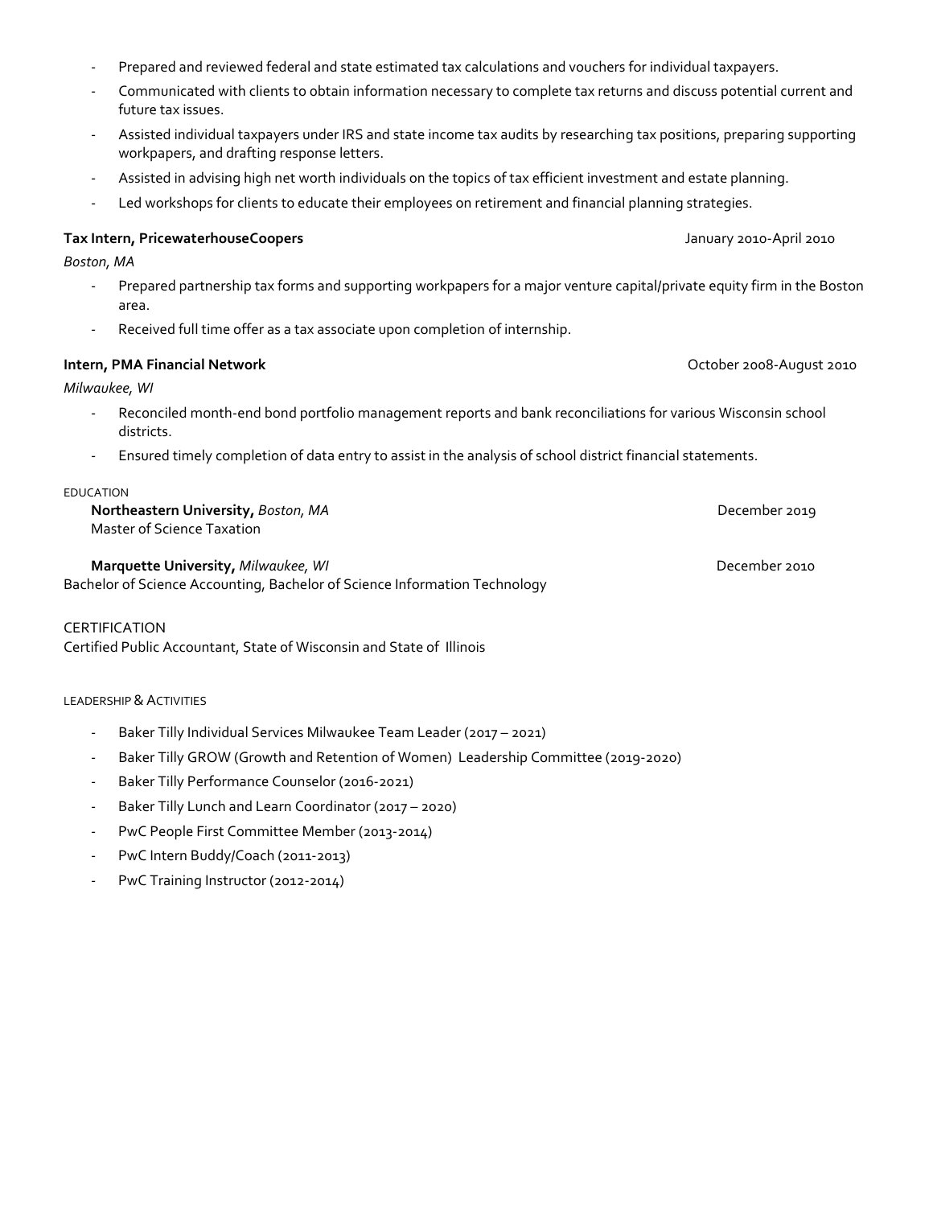- Prepared and reviewed federal and state estimated tax calculations and vouchers for individual taxpayers.
- Communicated with clients to obtain information necessary to complete tax returns and discuss potential current and future tax issues.
- Assisted individual taxpayers under IRS and state income tax audits by researching tax positions, preparing supporting workpapers, and drafting response letters.
- Assisted in advising high net worth individuals on the topics of tax efficient investment and estate planning.
- Led workshops for clients to educate their employees on retirement and financial planning strategies.

**Tax Intern, PricewaterhouseCoopers** January 2010-April 2010

*Boston, MA*

- Prepared partnership tax forms and supporting workpapers for a major venture capital/private equity firm in the Boston area.
- Received full time offer as a tax associate upon completion of internship.

**Intern, PMA Financial Network** October 2008-August 2010

*Milwaukee, WI*

- Reconciled month-end bond portfolio management reports and bank reconciliations for various Wisconsin school districts.
- Ensured timely completion of data entry to assist in the analysis of school district financial statements.

## EDUCATION

**Northeastern University,** *Boston, MA* December 2019

Master of Science Taxation

**Marquette University,** *Milwaukee, WI* December 2010

Bachelor of Science Accounting, Bachelor of Science Information Technology

## CERTIFICATION

Certified Public Accountant, State of Wisconsin and State of Illinois

## LEADERSHIP & ACTIVITIES

- Baker Tilly Individual Services Milwaukee Team Leader (2017 – 2021)
- Baker Tilly GROW (Growth and Retention of Women) Leadership Committee (2019-2020)
- Baker Tilly Performance Counselor (2016-2021)
- Baker Tilly Lunch and Learn Coordinator (2017 – 2020)
- PwC People First Committee Member (2013-2014)
- PwC Intern Buddy/Coach (2011-2013)
- PwC Training Instructor (2012-2014)